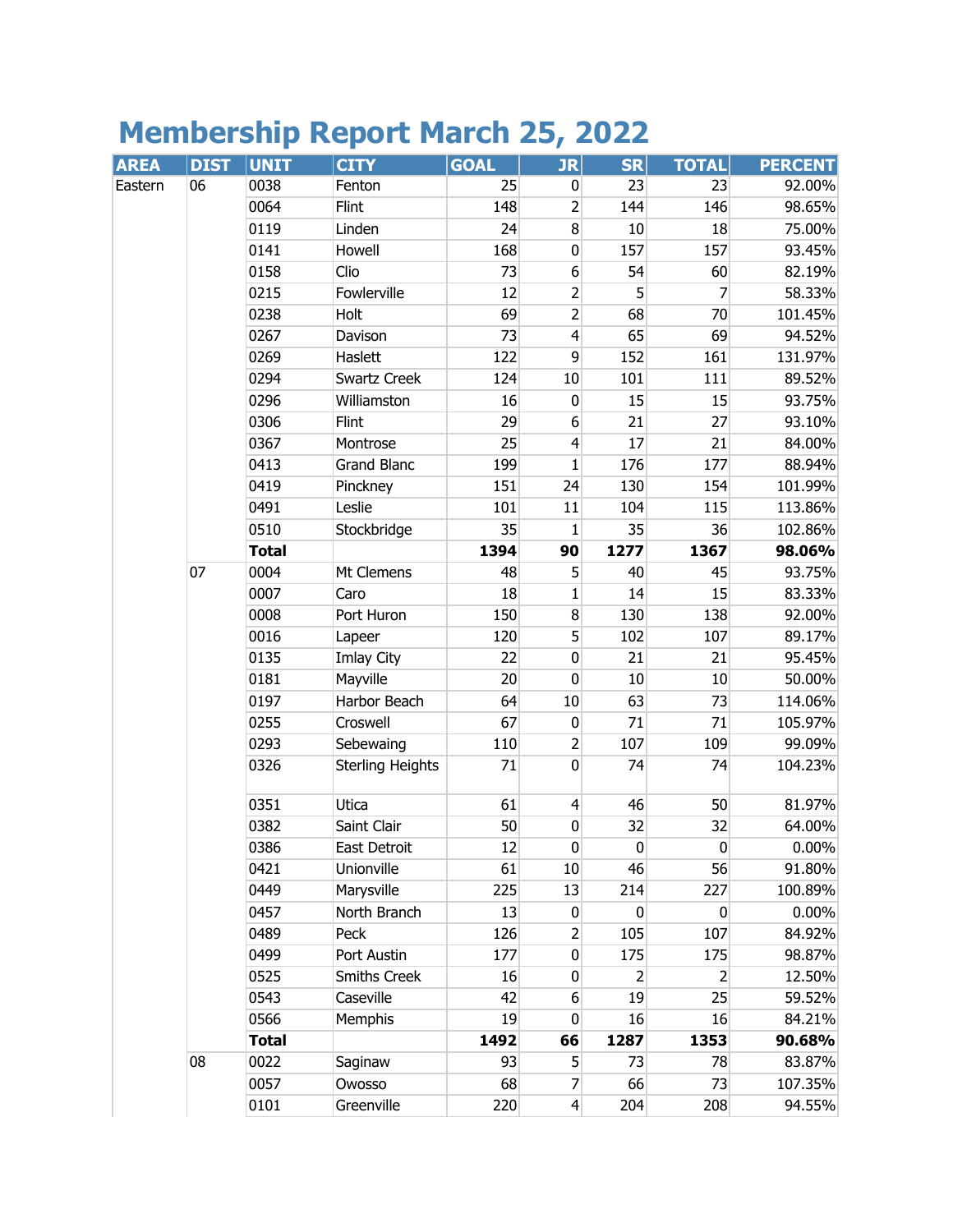# Membership Report March 25, 2022

| AREA | DIST | UNIT | CITY | GOAL | JR | SR | TOTAL | PERCENT |
|---|---|---|---|---|---|---|---|---|
| Eastern | 06 | 0038 | Fenton | 25 | 0 | 23 | 23 | 92.00% |
| | | 0064 | Flint | 148 | 2 | 144 | 146 | 98.65% |
| | | 0119 | Linden | 24 | 8 | 10 | 18 | 75.00% |
| | | 0141 | Howell | 168 | 0 | 157 | 157 | 93.45% |
| | | 0158 | Clio | 73 | 6 | 54 | 60 | 82.19% |
| | | 0215 | Fowlerville | 12 | 2 | 5 | 7 | 58.33% |
| | | 0238 | Holt | 69 | 2 | 68 | 70 | 101.45% |
| | | 0267 | Davison | 73 | 4 | 65 | 69 | 94.52% |
| | | 0269 | Haslett | 122 | 9 | 152 | 161 | 131.97% |
| | | 0294 | Swartz Creek | 124 | 10 | 101 | 111 | 89.52% |
| | | 0296 | Williamston | 16 | 0 | 15 | 15 | 93.75% |
| | | 0306 | Flint | 29 | 6 | 21 | 27 | 93.10% |
| | | 0367 | Montrose | 25 | 4 | 17 | 21 | 84.00% |
| | | 0413 | Grand Blanc | 199 | 1 | 176 | 177 | 88.94% |
| | | 0419 | Pinckney | 151 | 24 | 130 | 154 | 101.99% |
| | | 0491 | Leslie | 101 | 11 | 104 | 115 | 113.86% |
| | | 0510 | Stockbridge | 35 | 1 | 35 | 36 | 102.86% |
| | | **Total** | | **1394** | **90** | **1277** | **1367** | **98.06%** |
| | 07 | 0004 | Mt Clemens | 48 | 5 | 40 | 45 | 93.75% |
| | | 0007 | Caro | 18 | 1 | 14 | 15 | 83.33% |
| | | 0008 | Port Huron | 150 | 8 | 130 | 138 | 92.00% |
| | | 0016 | Lapeer | 120 | 5 | 102 | 107 | 89.17% |
| | | 0135 | Imlay City | 22 | 0 | 21 | 21 | 95.45% |
| | | 0181 | Mayville | 20 | 0 | 10 | 10 | 50.00% |
| | | 0197 | Harbor Beach | 64 | 10 | 63 | 73 | 114.06% |
| | | 0255 | Croswell | 67 | 0 | 71 | 71 | 105.97% |
| | | 0293 | Sebewaing | 110 | 2 | 107 | 109 | 99.09% |
| | | 0326 | Sterling Heights | 71 | 0 | 74 | 74 | 104.23% |
| | | 0351 | Utica | 61 | 4 | 46 | 50 | 81.97% |
| | | 0382 | Saint Clair | 50 | 0 | 32 | 32 | 64.00% |
| | | 0386 | East Detroit | 12 | 0 | 0 | 0 | 0.00% |
| | | 0421 | Unionville | 61 | 10 | 46 | 56 | 91.80% |
| | | 0449 | Marysville | 225 | 13 | 214 | 227 | 100.89% |
| | | 0457 | North Branch | 13 | 0 | 0 | 0 | 0.00% |
| | | 0489 | Peck | 126 | 2 | 105 | 107 | 84.92% |
| | | 0499 | Port Austin | 177 | 0 | 175 | 175 | 98.87% |
| | | 0525 | Smiths Creek | 16 | 0 | 2 | 2 | 12.50% |
| | | 0543 | Caseville | 42 | 6 | 19 | 25 | 59.52% |
| | | 0566 | Memphis | 19 | 0 | 16 | 16 | 84.21% |
| | | **Total** | | **1492** | **66** | **1287** | **1353** | **90.68%** |
| | 08 | 0022 | Saginaw | 93 | 5 | 73 | 78 | 83.87% |
| | | 0057 | Owosso | 68 | 7 | 66 | 73 | 107.35% |
| | | 0101 | Greenville | 220 | 4 | 204 | 208 | 94.55% |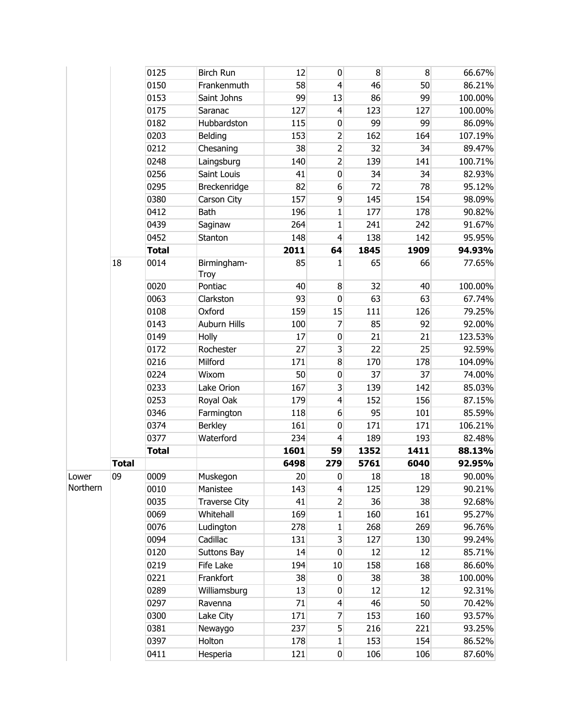| | | | | | | | | |
|---|---|---|---|---|---|---|---|---|
| | | 0125 | Birch Run | 12 | 0 | 8 | 8 | 66.67% |
| | | 0150 | Frankenmuth | 58 | 4 | 46 | 50 | 86.21% |
| | | 0153 | Saint Johns | 99 | 13 | 86 | 99 | 100.00% |
| | | 0175 | Saranac | 127 | 4 | 123 | 127 | 100.00% |
| | | 0182 | Hubbardston | 115 | 0 | 99 | 99 | 86.09% |
| | | 0203 | Belding | 153 | 2 | 162 | 164 | 107.19% |
| | | 0212 | Chesaning | 38 | 2 | 32 | 34 | 89.47% |
| | | 0248 | Laingsburg | 140 | 2 | 139 | 141 | 100.71% |
| | | 0256 | Saint Louis | 41 | 0 | 34 | 34 | 82.93% |
| | | 0295 | Breckenridge | 82 | 6 | 72 | 78 | 95.12% |
| | | 0380 | Carson City | 157 | 9 | 145 | 154 | 98.09% |
| | | 0412 | Bath | 196 | 1 | 177 | 178 | 90.82% |
| | | 0439 | Saginaw | 264 | 1 | 241 | 242 | 91.67% |
| | | 0452 | Stanton | 148 | 4 | 138 | 142 | 95.95% |
| | | **Total** | | **2011** | **64** | **1845** | **1909** | **94.93%** |
| | 18 | 0014 | Birmingham-Troy | 85 | 1 | 65 | 66 | 77.65% |
| | | 0020 | Pontiac | 40 | 8 | 32 | 40 | 100.00% |
| | | 0063 | Clarkston | 93 | 0 | 63 | 63 | 67.74% |
| | | 0108 | Oxford | 159 | 15 | 111 | 126 | 79.25% |
| | | 0143 | Auburn Hills | 100 | 7 | 85 | 92 | 92.00% |
| | | 0149 | Holly | 17 | 0 | 21 | 21 | 123.53% |
| | | 0172 | Rochester | 27 | 3 | 22 | 25 | 92.59% |
| | | 0216 | Milford | 171 | 8 | 170 | 178 | 104.09% |
| | | 0224 | Wixom | 50 | 0 | 37 | 37 | 74.00% |
| | | 0233 | Lake Orion | 167 | 3 | 139 | 142 | 85.03% |
| | | 0253 | Royal Oak | 179 | 4 | 152 | 156 | 87.15% |
| | | 0346 | Farmington | 118 | 6 | 95 | 101 | 85.59% |
| | | 0374 | Berkley | 161 | 0 | 171 | 171 | 106.21% |
| | | 0377 | Waterford | 234 | 4 | 189 | 193 | 82.48% |
| | | **Total** | | **1601** | **59** | **1352** | **1411** | **88.13%** |
| | **Total** | | | **6498** | **279** | **5761** | **6040** | **92.95%** |
| Lower Northern | 09 | 0009 | Muskegon | 20 | 0 | 18 | 18 | 90.00% |
| | | 0010 | Manistee | 143 | 4 | 125 | 129 | 90.21% |
| | | 0035 | Traverse City | 41 | 2 | 36 | 38 | 92.68% |
| | | 0069 | Whitehall | 169 | 1 | 160 | 161 | 95.27% |
| | | 0076 | Ludington | 278 | 1 | 268 | 269 | 96.76% |
| | | 0094 | Cadillac | 131 | 3 | 127 | 130 | 99.24% |
| | | 0120 | Suttons Bay | 14 | 0 | 12 | 12 | 85.71% |
| | | 0219 | Fife Lake | 194 | 10 | 158 | 168 | 86.60% |
| | | 0221 | Frankfort | 38 | 0 | 38 | 38 | 100.00% |
| | | 0289 | Williamsburg | 13 | 0 | 12 | 12 | 92.31% |
| | | 0297 | Ravenna | 71 | 4 | 46 | 50 | 70.42% |
| | | 0300 | Lake City | 171 | 7 | 153 | 160 | 93.57% |
| | | 0381 | Newaygo | 237 | 5 | 216 | 221 | 93.25% |
| | | 0397 | Holton | 178 | 1 | 153 | 154 | 86.52% |
| | | 0411 | Hesperia | 121 | 0 | 106 | 106 | 87.60% |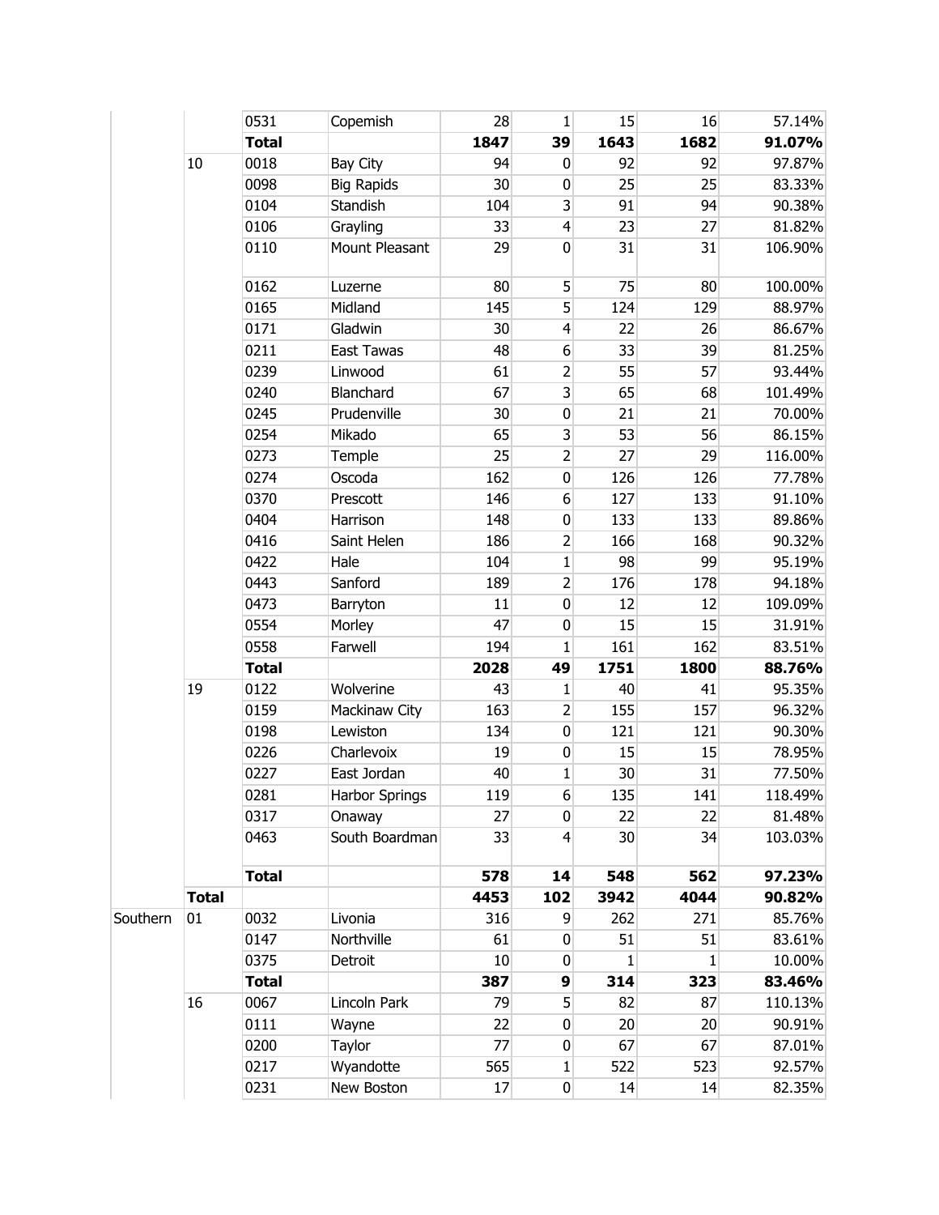| | | | | | | | | |
|---|---|---|---|---|---|---|---|---|
| | | 0531 | Copemish | 28 | 1 | 15 | 16 | 57.14% |
| | | **Total** | | **1847** | **39** | **1643** | **1682** | **91.07%** |
| | 10 | 0018 | Bay City | 94 | 0 | 92 | 92 | 97.87% |
| | | 0098 | Big Rapids | 30 | 0 | 25 | 25 | 83.33% |
| | | 0104 | Standish | 104 | 3 | 91 | 94 | 90.38% |
| | | 0106 | Grayling | 33 | 4 | 23 | 27 | 81.82% |
| | | 0110 | Mount Pleasant | 29 | 0 | 31 | 31 | 106.90% |
| | | 0162 | Luzerne | 80 | 5 | 75 | 80 | 100.00% |
| | | 0165 | Midland | 145 | 5 | 124 | 129 | 88.97% |
| | | 0171 | Gladwin | 30 | 4 | 22 | 26 | 86.67% |
| | | 0211 | East Tawas | 48 | 6 | 33 | 39 | 81.25% |
| | | 0239 | Linwood | 61 | 2 | 55 | 57 | 93.44% |
| | | 0240 | Blanchard | 67 | 3 | 65 | 68 | 101.49% |
| | | 0245 | Prudenville | 30 | 0 | 21 | 21 | 70.00% |
| | | 0254 | Mikado | 65 | 3 | 53 | 56 | 86.15% |
| | | 0273 | Temple | 25 | 2 | 27 | 29 | 116.00% |
| | | 0274 | Oscoda | 162 | 0 | 126 | 126 | 77.78% |
| | | 0370 | Prescott | 146 | 6 | 127 | 133 | 91.10% |
| | | 0404 | Harrison | 148 | 0 | 133 | 133 | 89.86% |
| | | 0416 | Saint Helen | 186 | 2 | 166 | 168 | 90.32% |
| | | 0422 | Hale | 104 | 1 | 98 | 99 | 95.19% |
| | | 0443 | Sanford | 189 | 2 | 176 | 178 | 94.18% |
| | | 0473 | Barryton | 11 | 0 | 12 | 12 | 109.09% |
| | | 0554 | Morley | 47 | 0 | 15 | 15 | 31.91% |
| | | 0558 | Farwell | 194 | 1 | 161 | 162 | 83.51% |
| | | **Total** | | **2028** | **49** | **1751** | **1800** | **88.76%** |
| | 19 | 0122 | Wolverine | 43 | 1 | 40 | 41 | 95.35% |
| | | 0159 | Mackinaw City | 163 | 2 | 155 | 157 | 96.32% |
| | | 0198 | Lewiston | 134 | 0 | 121 | 121 | 90.30% |
| | | 0226 | Charlevoix | 19 | 0 | 15 | 15 | 78.95% |
| | | 0227 | East Jordan | 40 | 1 | 30 | 31 | 77.50% |
| | | 0281 | Harbor Springs | 119 | 6 | 135 | 141 | 118.49% |
| | | 0317 | Onaway | 27 | 0 | 22 | 22 | 81.48% |
| | | 0463 | South Boardman | 33 | 4 | 30 | 34 | 103.03% |
| | | **Total** | | **578** | **14** | **548** | **562** | **97.23%** |
| | **Total** | | | **4453** | **102** | **3942** | **4044** | **90.82%** |
| Southern | 01 | 0032 | Livonia | 316 | 9 | 262 | 271 | 85.76% |
| | | 0147 | Northville | 61 | 0 | 51 | 51 | 83.61% |
| | | 0375 | Detroit | 10 | 0 | 1 | 1 | 10.00% |
| | | **Total** | | **387** | **9** | **314** | **323** | **83.46%** |
| | 16 | 0067 | Lincoln Park | 79 | 5 | 82 | 87 | 110.13% |
| | | 0111 | Wayne | 22 | 0 | 20 | 20 | 90.91% |
| | | 0200 | Taylor | 77 | 0 | 67 | 67 | 87.01% |
| | | 0217 | Wyandotte | 565 | 1 | 522 | 523 | 92.57% |
| | | 0231 | New Boston | 17 | 0 | 14 | 14 | 82.35% |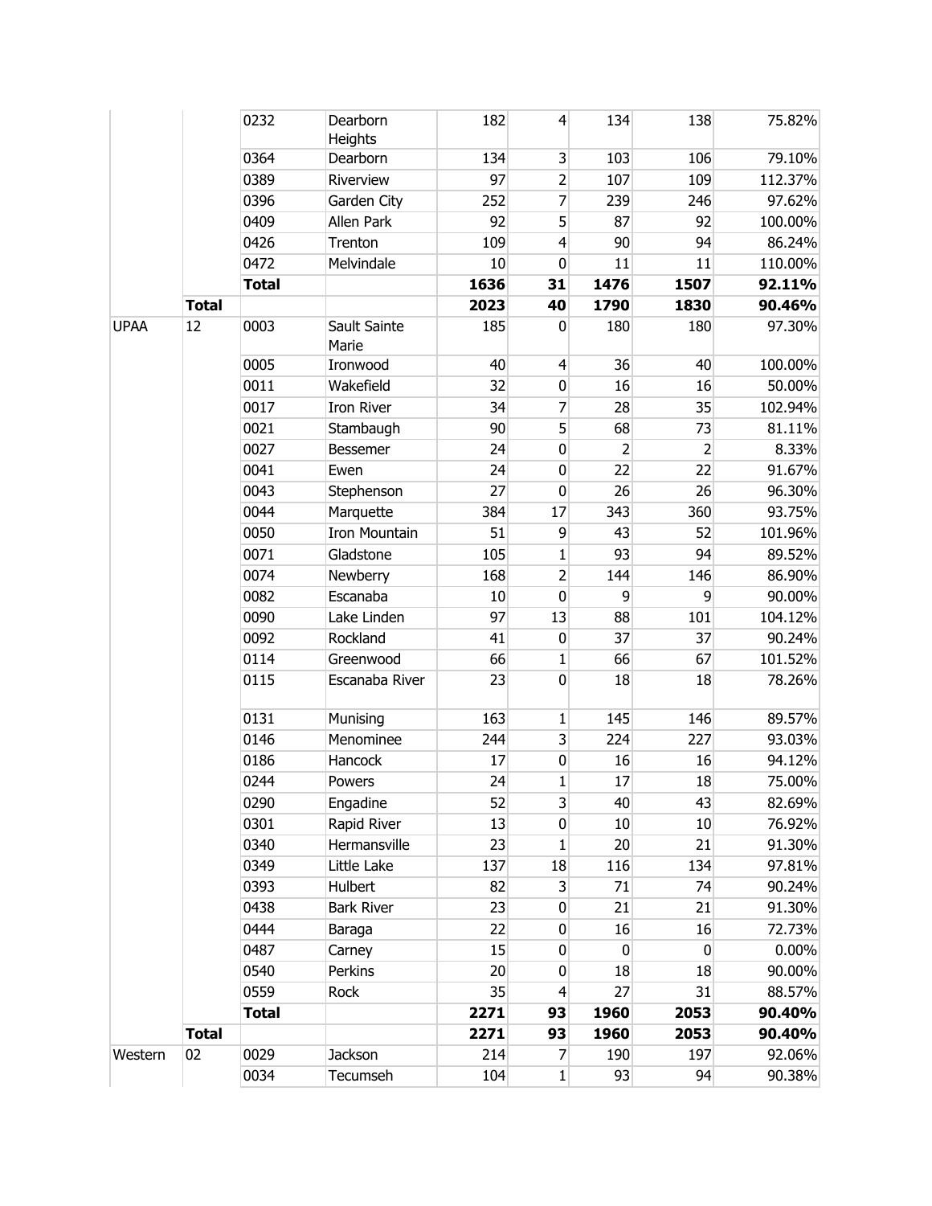| | | | | | | | | |
|---|---|---|---|---|---|---|---|---|
| | | 0232 | Dearborn Heights | 182 | 4 | 134 | 138 | 75.82% |
| | | 0364 | Dearborn | 134 | 3 | 103 | 106 | 79.10% |
| | | 0389 | Riverview | 97 | 2 | 107 | 109 | 112.37% |
| | | 0396 | Garden City | 252 | 7 | 239 | 246 | 97.62% |
| | | 0409 | Allen Park | 92 | 5 | 87 | 92 | 100.00% |
| | | 0426 | Trenton | 109 | 4 | 90 | 94 | 86.24% |
| | | 0472 | Melvindale | 10 | 0 | 11 | 11 | 110.00% |
| | | **Total** | | **1636** | **31** | **1476** | **1507** | **92.11%** |
| | **Total** | | | **2023** | **40** | **1790** | **1830** | **90.46%** |
| UPAA | 12 | 0003 | Sault Sainte Marie | 185 | 0 | 180 | 180 | 97.30% |
| | | 0005 | Ironwood | 40 | 4 | 36 | 40 | 100.00% |
| | | 0011 | Wakefield | 32 | 0 | 16 | 16 | 50.00% |
| | | 0017 | Iron River | 34 | 7 | 28 | 35 | 102.94% |
| | | 0021 | Stambaugh | 90 | 5 | 68 | 73 | 81.11% |
| | | 0027 | Bessemer | 24 | 0 | 2 | 2 | 8.33% |
| | | 0041 | Ewen | 24 | 0 | 22 | 22 | 91.67% |
| | | 0043 | Stephenson | 27 | 0 | 26 | 26 | 96.30% |
| | | 0044 | Marquette | 384 | 17 | 343 | 360 | 93.75% |
| | | 0050 | Iron Mountain | 51 | 9 | 43 | 52 | 101.96% |
| | | 0071 | Gladstone | 105 | 1 | 93 | 94 | 89.52% |
| | | 0074 | Newberry | 168 | 2 | 144 | 146 | 86.90% |
| | | 0082 | Escanaba | 10 | 0 | 9 | 9 | 90.00% |
| | | 0090 | Lake Linden | 97 | 13 | 88 | 101 | 104.12% |
| | | 0092 | Rockland | 41 | 0 | 37 | 37 | 90.24% |
| | | 0114 | Greenwood | 66 | 1 | 66 | 67 | 101.52% |
| | | 0115 | Escanaba River | 23 | 0 | 18 | 18 | 78.26% |
| | | 0131 | Munising | 163 | 1 | 145 | 146 | 89.57% |
| | | 0146 | Menominee | 244 | 3 | 224 | 227 | 93.03% |
| | | 0186 | Hancock | 17 | 0 | 16 | 16 | 94.12% |
| | | 0244 | Powers | 24 | 1 | 17 | 18 | 75.00% |
| | | 0290 | Engadine | 52 | 3 | 40 | 43 | 82.69% |
| | | 0301 | Rapid River | 13 | 0 | 10 | 10 | 76.92% |
| | | 0340 | Hermansville | 23 | 1 | 20 | 21 | 91.30% |
| | | 0349 | Little Lake | 137 | 18 | 116 | 134 | 97.81% |
| | | 0393 | Hulbert | 82 | 3 | 71 | 74 | 90.24% |
| | | 0438 | Bark River | 23 | 0 | 21 | 21 | 91.30% |
| | | 0444 | Baraga | 22 | 0 | 16 | 16 | 72.73% |
| | | 0487 | Carney | 15 | 0 | 0 | 0 | 0.00% |
| | | 0540 | Perkins | 20 | 0 | 18 | 18 | 90.00% |
| | | 0559 | Rock | 35 | 4 | 27 | 31 | 88.57% |
| | | **Total** | | **2271** | **93** | **1960** | **2053** | **90.40%** |
| | **Total** | | | **2271** | **93** | **1960** | **2053** | **90.40%** |
| Western | 02 | 0029 | Jackson | 214 | 7 | 190 | 197 | 92.06% |
| | | 0034 | Tecumseh | 104 | 1 | 93 | 94 | 90.38% |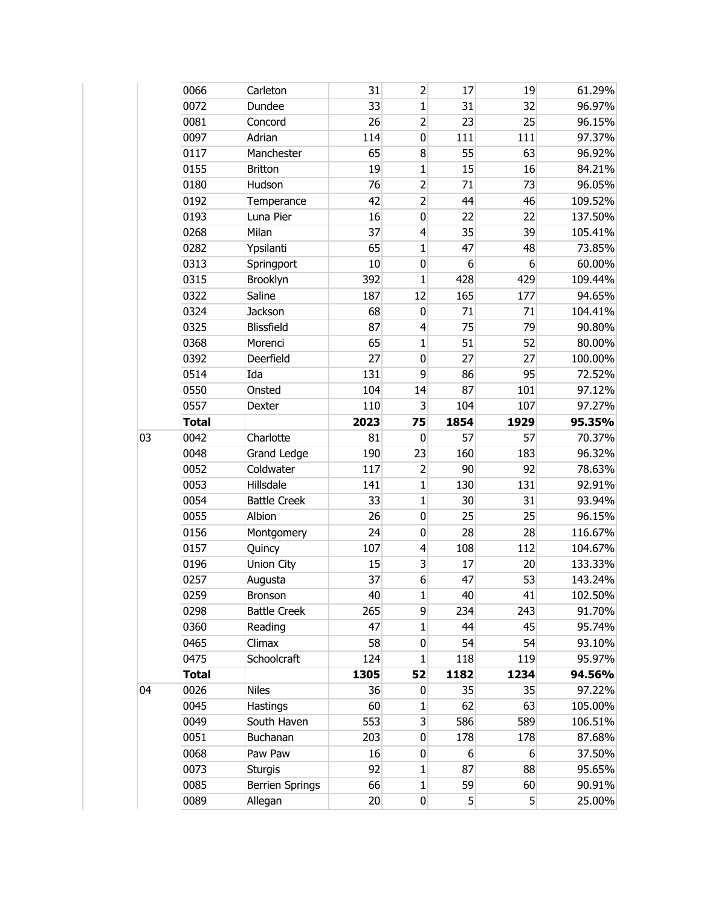|  |  |  |  |  |  |  |  |
|---|---|---|---|---|---|---|---|
|  | 0066 | Carleton | 31 | 2 | 17 | 19 | 61.29% |
|  | 0072 | Dundee | 33 | 1 | 31 | 32 | 96.97% |
|  | 0081 | Concord | 26 | 2 | 23 | 25 | 96.15% |
|  | 0097 | Adrian | 114 | 0 | 111 | 111 | 97.37% |
|  | 0117 | Manchester | 65 | 8 | 55 | 63 | 96.92% |
|  | 0155 | Britton | 19 | 1 | 15 | 16 | 84.21% |
|  | 0180 | Hudson | 76 | 2 | 71 | 73 | 96.05% |
|  | 0192 | Temperance | 42 | 2 | 44 | 46 | 109.52% |
|  | 0193 | Luna Pier | 16 | 0 | 22 | 22 | 137.50% |
|  | 0268 | Milan | 37 | 4 | 35 | 39 | 105.41% |
|  | 0282 | Ypsilanti | 65 | 1 | 47 | 48 | 73.85% |
|  | 0313 | Springport | 10 | 0 | 6 | 6 | 60.00% |
|  | 0315 | Brooklyn | 392 | 1 | 428 | 429 | 109.44% |
|  | 0322 | Saline | 187 | 12 | 165 | 177 | 94.65% |
|  | 0324 | Jackson | 68 | 0 | 71 | 71 | 104.41% |
|  | 0325 | Blissfield | 87 | 4 | 75 | 79 | 90.80% |
|  | 0368 | Morenci | 65 | 1 | 51 | 52 | 80.00% |
|  | 0392 | Deerfield | 27 | 0 | 27 | 27 | 100.00% |
|  | 0514 | Ida | 131 | 9 | 86 | 95 | 72.52% |
|  | 0550 | Onsted | 104 | 14 | 87 | 101 | 97.12% |
|  | 0557 | Dexter | 110 | 3 | 104 | 107 | 97.27% |
|  | **Total** |  | **2023** | **75** | **1854** | **1929** | **95.35%** |
| 03 | 0042 | Charlotte | 81 | 0 | 57 | 57 | 70.37% |
|  | 0048 | Grand Ledge | 190 | 23 | 160 | 183 | 96.32% |
|  | 0052 | Coldwater | 117 | 2 | 90 | 92 | 78.63% |
|  | 0053 | Hillsdale | 141 | 1 | 130 | 131 | 92.91% |
|  | 0054 | Battle Creek | 33 | 1 | 30 | 31 | 93.94% |
|  | 0055 | Albion | 26 | 0 | 25 | 25 | 96.15% |
|  | 0156 | Montgomery | 24 | 0 | 28 | 28 | 116.67% |
|  | 0157 | Quincy | 107 | 4 | 108 | 112 | 104.67% |
|  | 0196 | Union City | 15 | 3 | 17 | 20 | 133.33% |
|  | 0257 | Augusta | 37 | 6 | 47 | 53 | 143.24% |
|  | 0259 | Bronson | 40 | 1 | 40 | 41 | 102.50% |
|  | 0298 | Battle Creek | 265 | 9 | 234 | 243 | 91.70% |
|  | 0360 | Reading | 47 | 1 | 44 | 45 | 95.74% |
|  | 0465 | Climax | 58 | 0 | 54 | 54 | 93.10% |
|  | 0475 | Schoolcraft | 124 | 1 | 118 | 119 | 95.97% |
|  | **Total** |  | **1305** | **52** | **1182** | **1234** | **94.56%** |
| 04 | 0026 | Niles | 36 | 0 | 35 | 35 | 97.22% |
|  | 0045 | Hastings | 60 | 1 | 62 | 63 | 105.00% |
|  | 0049 | South Haven | 553 | 3 | 586 | 589 | 106.51% |
|  | 0051 | Buchanan | 203 | 0 | 178 | 178 | 87.68% |
|  | 0068 | Paw Paw | 16 | 0 | 6 | 6 | 37.50% |
|  | 0073 | Sturgis | 92 | 1 | 87 | 88 | 95.65% |
|  | 0085 | Berrien Springs | 66 | 1 | 59 | 60 | 90.91% |
|  | 0089 | Allegan | 20 | 0 | 5 | 5 | 25.00% |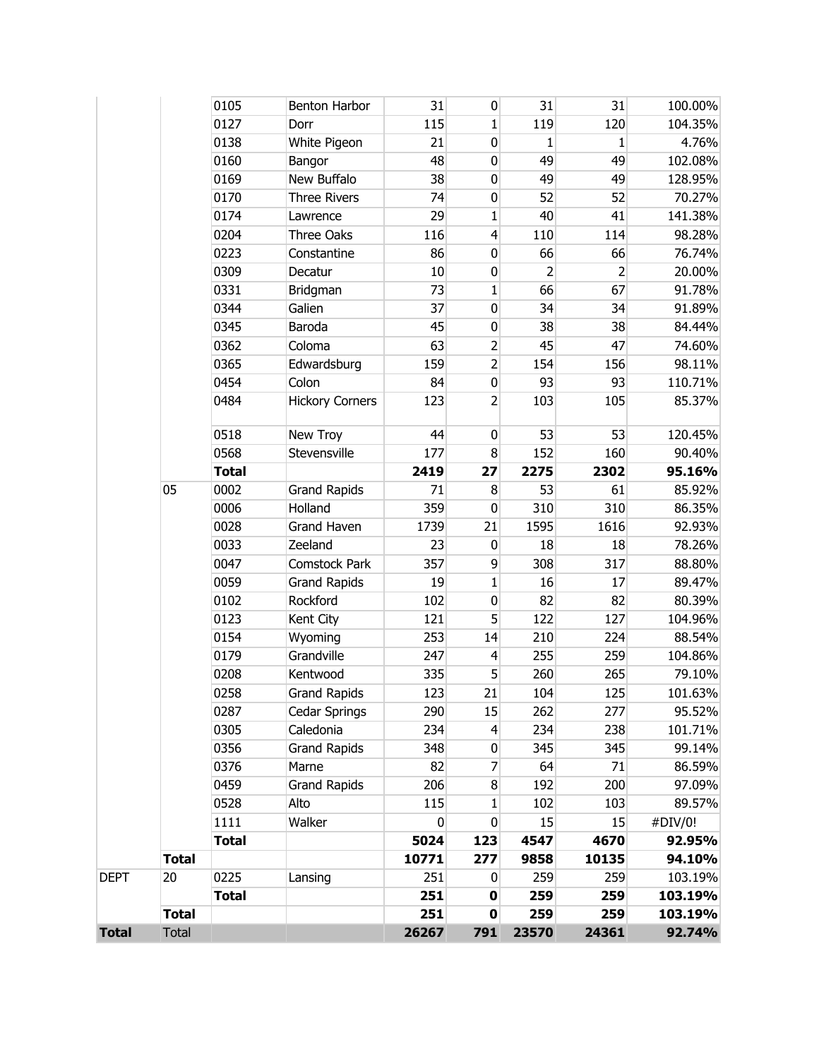| | | | | | | | | |
|---|---|---|---|---|---|---|---|---|
| | | 0105 | Benton Harbor | 31 | 0 | 31 | 31 | 100.00% |
| | | 0127 | Dorr | 115 | 1 | 119 | 120 | 104.35% |
| | | 0138 | White Pigeon | 21 | 0 | 1 | 1 | 4.76% |
| | | 0160 | Bangor | 48 | 0 | 49 | 49 | 102.08% |
| | | 0169 | New Buffalo | 38 | 0 | 49 | 49 | 128.95% |
| | | 0170 | Three Rivers | 74 | 0 | 52 | 52 | 70.27% |
| | | 0174 | Lawrence | 29 | 1 | 40 | 41 | 141.38% |
| | | 0204 | Three Oaks | 116 | 4 | 110 | 114 | 98.28% |
| | | 0223 | Constantine | 86 | 0 | 66 | 66 | 76.74% |
| | | 0309 | Decatur | 10 | 0 | 2 | 2 | 20.00% |
| | | 0331 | Bridgman | 73 | 1 | 66 | 67 | 91.78% |
| | | 0344 | Galien | 37 | 0 | 34 | 34 | 91.89% |
| | | 0345 | Baroda | 45 | 0 | 38 | 38 | 84.44% |
| | | 0362 | Coloma | 63 | 2 | 45 | 47 | 74.60% |
| | | 0365 | Edwardsburg | 159 | 2 | 154 | 156 | 98.11% |
| | | 0454 | Colon | 84 | 0 | 93 | 93 | 110.71% |
| | | 0484 | Hickory Corners | 123 | 2 | 103 | 105 | 85.37% |
| | | 0518 | New Troy | 44 | 0 | 53 | 53 | 120.45% |
| | | 0568 | Stevensville | 177 | 8 | 152 | 160 | 90.40% |
| | | **Total** | | **2419** | **27** | **2275** | **2302** | **95.16%** |
| | 05 | 0002 | Grand Rapids | 71 | 8 | 53 | 61 | 85.92% |
| | | 0006 | Holland | 359 | 0 | 310 | 310 | 86.35% |
| | | 0028 | Grand Haven | 1739 | 21 | 1595 | 1616 | 92.93% |
| | | 0033 | Zeeland | 23 | 0 | 18 | 18 | 78.26% |
| | | 0047 | Comstock Park | 357 | 9 | 308 | 317 | 88.80% |
| | | 0059 | Grand Rapids | 19 | 1 | 16 | 17 | 89.47% |
| | | 0102 | Rockford | 102 | 0 | 82 | 82 | 80.39% |
| | | 0123 | Kent City | 121 | 5 | 122 | 127 | 104.96% |
| | | 0154 | Wyoming | 253 | 14 | 210 | 224 | 88.54% |
| | | 0179 | Grandville | 247 | 4 | 255 | 259 | 104.86% |
| | | 0208 | Kentwood | 335 | 5 | 260 | 265 | 79.10% |
| | | 0258 | Grand Rapids | 123 | 21 | 104 | 125 | 101.63% |
| | | 0287 | Cedar Springs | 290 | 15 | 262 | 277 | 95.52% |
| | | 0305 | Caledonia | 234 | 4 | 234 | 238 | 101.71% |
| | | 0356 | Grand Rapids | 348 | 0 | 345 | 345 | 99.14% |
| | | 0376 | Marne | 82 | 7 | 64 | 71 | 86.59% |
| | | 0459 | Grand Rapids | 206 | 8 | 192 | 200 | 97.09% |
| | | 0528 | Alto | 115 | 1 | 102 | 103 | 89.57% |
| | | 1111 | Walker | 0 | 0 | 15 | 15 | #DIV/0! |
| | | **Total** | | **5024** | **123** | **4547** | **4670** | **92.95%** |
| | **Total** | | | **10771** | **277** | **9858** | **10135** | **94.10%** |
| DEPT | 20 | 0225 | Lansing | 251 | 0 | 259 | 259 | 103.19% |
| | | **Total** | | **251** | **0** | **259** | **259** | **103.19%** |
| | **Total** | | | **251** | **0** | **259** | **259** | **103.19%** |
| **Total** | Total | | | **26267** | **791** | **23570** | **24361** | **92.74%** |